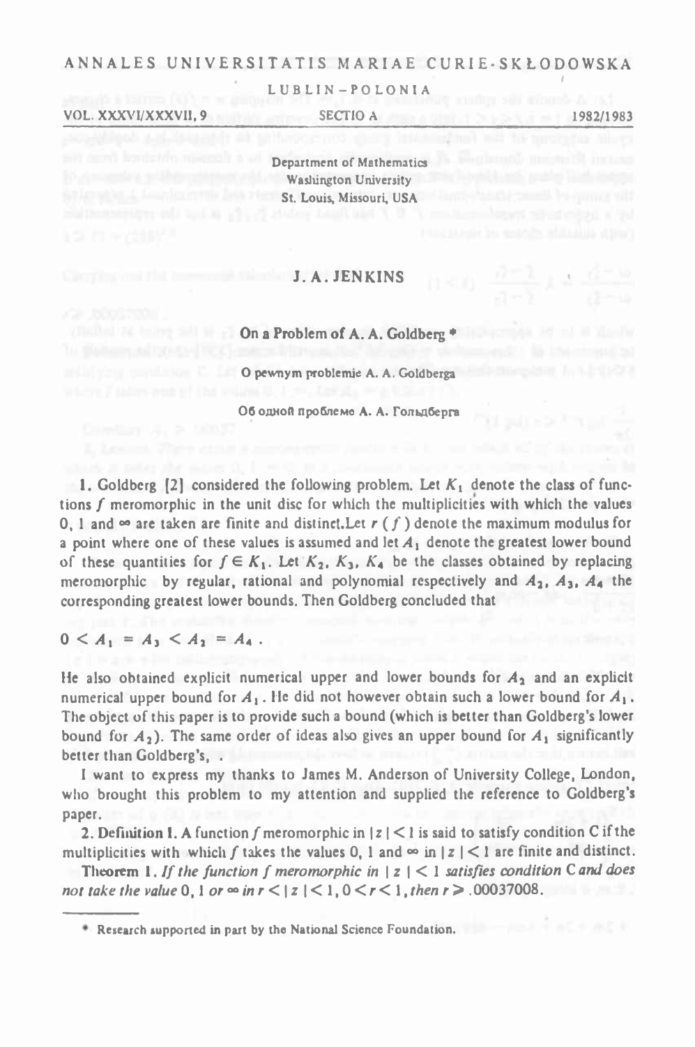ANNALES UNIVERSITATIS MARIAE CURIE-SKŁODOWSKA

LUBLIN-POLONIA

VOL. XXXVI/XXXVII, 9 SECTIO A 1982/1983

Department of Mathematics
Washington University
St. Louis, Missouri, USA

# J. A. JENKINS

## On a Problem of A. A. Goldberg *

O pewnym problemie A. A. Goldberga

Об одной проблеме А. А. Гольдберга

**1.** Goldberg [2] considered the following problem. Let $K_1$ denote the class of functions $f$ meromorphic in the unit disc for which the multiplicities with which the values 0, 1 and $\infty$ are taken are finite and distinct. Let $r(f)$ denote the maximum modulus for a point where one of these values is assumed and let $A_1$ denote the greatest lower bound of these quantities for $f \in K_1$. Let $K_2$, $K_3$, $K_4$ be the classes obtained by replacing meromorphic by regular, rational and polynomial respectively and $A_2$, $A_3$, $A_4$ the corresponding greatest lower bounds. Then Goldberg concluded that

$$0 < A_1 = A_3 < A_2 = A_4 .$$

He also obtained explicit numerical upper and lower bounds for $A_2$ and an explicit numerical upper bound for $A_1$. He did not however obtain such a lower bound for $A_1$. The object of this paper is to provide such a bound (which is better than Goldberg's lower bound for $A_2$). The same order of ideas also gives an upper bound for $A_1$ significantly better than Goldberg's.

I want to express my thanks to James M. Anderson of University College, London, who brought this problem to my attention and supplied the reference to Goldberg's paper.

**2. Definition 1.** A function $f$ meromorphic in $|z| < 1$ is said to satisfy condition C if the multiplicities with which $f$ takes the values 0, 1 and $\infty$ in $|z| < 1$ are finite and distinct.

**Theorem 1.** *If the function $f$ meromorphic in $|z| < 1$ satisfies condition C and does not take the value 0, 1 or $\infty$ in $r < |z| < 1$, $0 < r < 1$, then $r \geq .00037008$.*

---

\* Research supported in part by the National Science Foundation.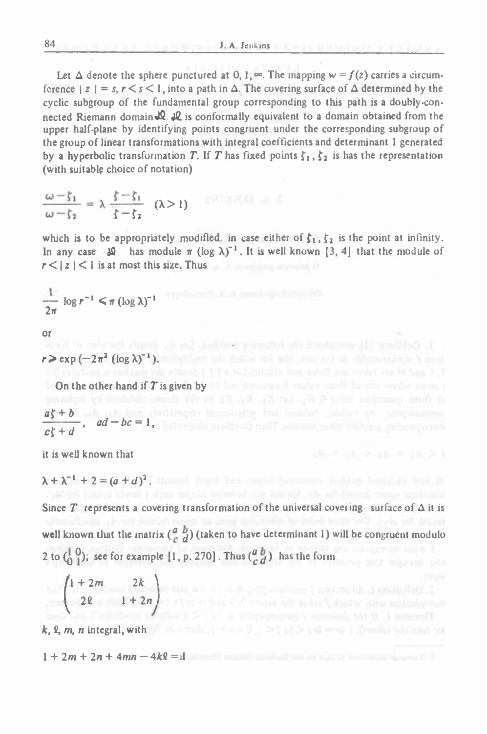Let $\Delta$ denote the sphere punctured at $0, 1, \infty$. The mapping $w = f(z)$ carries a circumference $|z| = s$, $r < s < 1$, into a path in $\Delta$. The covering surface of $\Delta$ determined by the cyclic subgroup of the fundamental group corresponding to this path is a doubly-connected Riemann domain $\mathfrak{R}$. $\mathfrak{R}$ is conformally equivalent to a domain obtained from the upper half-plane by identifying points congruent under the corresponding subgroup of the group of linear transformations with integral coefficients and determinant 1 generated by a hyperbolic transformation $T$. If $T$ has fixed points $\zeta_1, \zeta_2$ is has the representation (with suitable choice of notation)

$$\frac{\omega - \zeta_1}{\omega - \zeta_2} = \lambda \frac{\zeta - \zeta_1}{\zeta - \zeta_2} \quad (\lambda > 1)$$

which is to be appropriately modified in case either of $\zeta_1, \zeta_2$ is the point at infinity. In any case $\mathfrak{R}$ has module $\pi (\log \lambda)^{-1}$. It is well known [3, 4] that the module of $r < |z| < 1$ is at most this size. Thus

$$\frac{1}{2\pi} \log r^{-1} \leqslant \pi (\log \lambda)^{-1}$$

or

$$r \geqslant \exp(-2\pi^2 (\log \lambda)^{-1}).$$

On the other hand if $T$ is given by

$$\frac{a\zeta + b}{c\zeta + d}, \quad ad - bc = 1,$$

it is well known that

$$\lambda + \lambda^{-1} + 2 = (a + d)^2.$$

Since $T$ represents a covering transformation of the universal covering surface of $\Delta$ it is well known that the matrix $\begin{pmatrix} a & b \\ c & d \end{pmatrix}$ (taken to have determinant 1) will be congruent modulo 2 to $\begin{pmatrix} 1 & 0 \\ 0 & 1 \end{pmatrix}$; see for example [1, p. 270]. Thus $\begin{pmatrix} a & b \\ c & d \end{pmatrix}$ has the form

$$\begin{pmatrix} 1 + 2m & 2k \\ 2\ell & 1 + 2n \end{pmatrix}$$

$k, \ell, m, n$ integral, with

$$1 + 2m + 2n + 4mn - 4k\ell = \text{1}$$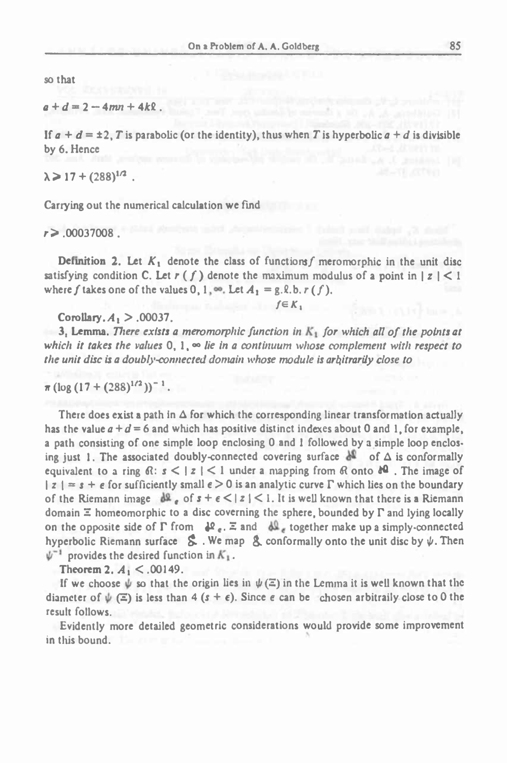so that

$$a + d = 2 - 4mn + 4k\ell .$$

If $a + d = \pm 2$, $T$ is parabolic (or the identity), thus when $T$ is hyperbolic $a + d$ is divisible by 6. Hence

$$\lambda \geq 17 + (288)^{1/2} .$$

Carrying out the numerical calculation we find

$$r \geq .00037008 .$$

**Definition 2.** Let $K_1$ denote the class of functions $f$ meromorphic in the unit disc satisfying condition C. Let $r(f)$ denote the maximum modulus of a point in $|z| < 1$ where $f$ takes one of the values $0, 1, \infty$. Let $A_1 = \underset{f \in K_1}{\text{g.l.b.}}\, r(f)$.

**Corollary.** $A_1 > .00037$.

**3. Lemma.** *There exists a meromorphic function in $K_1$ for which all of the points at which it takes the values $0, 1, \infty$ lie in a continuum whose complement with respect to the unit disc is a doubly-connected domain whose module is arbitrarily close to*

$$\pi (\log (17 + (288)^{1/2}))^{-1} .$$

There does exist a path in $\Delta$ for which the corresponding linear transformation actually has the value $a + d = 6$ and which has positive distinct indexes about 0 and 1, for example, a path consisting of one simple loop enclosing 0 and 1 followed by a simple loop enclosing just 1. The associated doubly-connected covering surface $\mathcal{R}$ of $\Delta$ is conformally equivalent to a ring $\mathcal{R}$: $s < |z| < 1$ under a mapping from $\mathcal{R}$ onto $\mathcal{R}$. The image of $|z| = s + \epsilon$ for sufficiently small $\epsilon > 0$ is an analytic curve $\Gamma$ which lies on the boundary of the Riemann image $\mathcal{R}_\epsilon$ of $s + \epsilon < |z| < 1$. It is well known that there is a Riemann domain $\Xi$ homeomorphic to a disc coverning the sphere, bounded by $\Gamma$ and lying locally on the opposite side of $\Gamma$ from $\mathcal{R}_\epsilon$. $\Xi$ and $\mathcal{R}_\epsilon$ together make up a simply-connected hyperbolic Riemann surface $\mathcal{S}$. We map $\mathcal{S}$ conformally onto the unit disc by $\psi$. Then $\psi^{-1}$ provides the desired function in $K_1$.

**Theorem 2.** $A_1 < .00149$.

If we choose $\psi$ so that the origin lies in $\psi(\Xi)$ in the Lemma it is well known that the diameter of $\psi(\Xi)$ is less than $4(s + \epsilon)$. Since $\epsilon$ can be chosen arbitraily close to 0 the result follows.

Evidently more detailed geometric considerations would provide some improvement in this bound.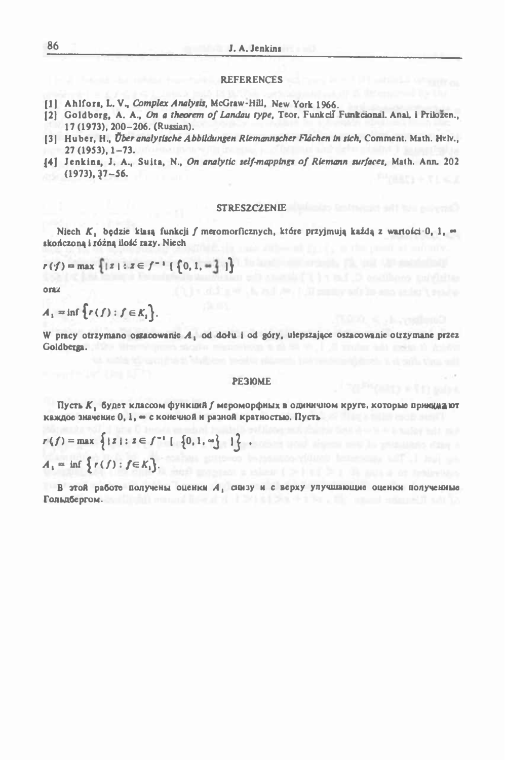## REFERENCES

[1] Ahlfors, L. V., *Complex Analysis*, McGraw-Hill, New York 1966.

[2] Goldberg, A. A., *On a theorem of Landau type*, Teor. Funkcii Funkcional. Anal. i Priložen., 17 (1973), 200–206. (Russian).

[3] Huber, H., *Über analytische Abbildungen Riemannscher Flächen in sich*, Comment. Math. Helv., 27 (1953), 1–73.

[4] Jenkins, J. A., Suita, N., *On analytic self-mappings of Riemann surfaces*, Math. Ann. 202 (1973), 37–56.

## STRESZCZENIE

Niech $K_1$ będzie klasą funkcji $f$ meromorficznych, które przyjmują każdą z wartości 0, 1, $\infty$ skończoną i różną ilość razy. Niech

$$r(f) = \max \left\{ |z| : z \in f^{-1} \left( \{0, 1, \infty\} \right) \right\}$$

oraz

$$A_1 = \inf \left\{ r(f) : f \in K_1 \right\}.$$

W pracy otrzymano oszacowanie $A_1$ od dołu i od góry, ulepszające oszacowanie otrzymane przez Goldberga.

## РЕЗЮМЕ

Пусть $K_1$ будет классом функций $f$ мероморфных в единичном круге, которые принимают каждое значение 0, 1, $\infty$ с конечной и разной кратностью. Пусть

$$r(f) = \max \left\{ |z| : z \in f^{-1} \left( \{0, 1, \infty\} \right) \right\},$$

$$A_1 = \inf \left\{ r(f) : f \in K_1 \right\}.$$

В этой работе получены оценки $A_1$ снизу и сверху улучшающие оценки полученные Гольдбергом.